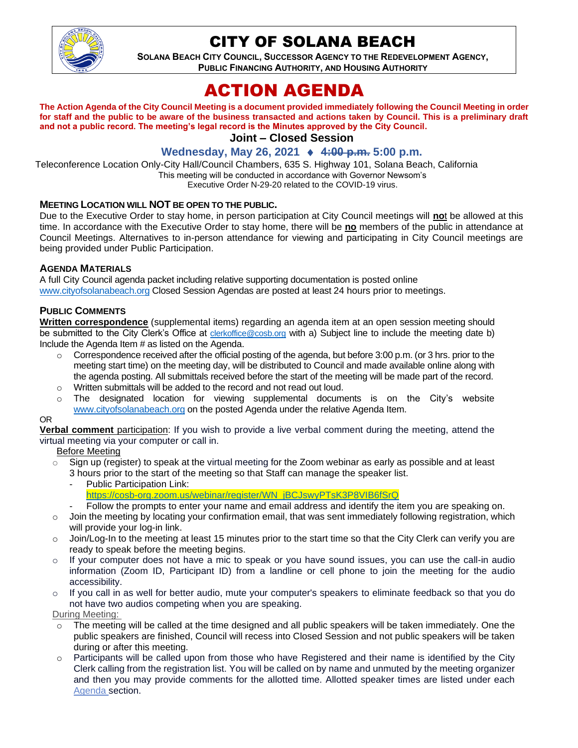# CITY OF SOLANA BEACH

**SOLANA BEACH CITY COUNCIL, SUCCESSOR AGENCY TO THE REDEVELOPMENT AGENCY, PUBLIC FINANCING AUTHORITY, AND HOUSING AUTHORITY**

# ACTION AGENDA

**The Action Agenda of the City Council Meeting is a document provided immediately following the Council Meeting in order for staff and the public to be aware of the business transacted and actions taken by Council. This is a preliminary draft and not a public record. The meeting's legal record is the Minutes approved by the City Council.**

## Joint – Closed Session

### Wednesday, May 26, 2021 ♦ ~~4:00 p.m.~~ 5:00 p.m.

Teleconference Location Only-City Hall/Council Chambers, 635 S. Highway 101, Solana Beach, California
This meeting will be conducted in accordance with Governor Newsom's
Executive Order N-29-20 related to the COVID-19 virus.

**MEETING LOCATION WILL NOT BE OPEN TO THE PUBLIC.**

Due to the Executive Order to stay home, in person participation at City Council meetings will **no**t be allowed at this time. In accordance with the Executive Order to stay home, there will be **no** members of the public in attendance at Council Meetings. Alternatives to in-person attendance for viewing and participating in City Council meetings are being provided under Public Participation.

**AGENDA MATERIALS**

A full City Council agenda packet including relative supporting documentation is posted online www.cityofsolanabeach.org Closed Session Agendas are posted at least 24 hours prior to meetings.

**PUBLIC COMMENTS**

**Written correspondence** (supplemental items) regarding an agenda item at an open session meeting should be submitted to the City Clerk's Office at clerkoffice@cosb.org with a) Subject line to include the meeting date b) Include the Agenda Item # as listed on the Agenda.

- Correspondence received after the official posting of the agenda, but before 3:00 p.m. (or 3 hrs. prior to the meeting start time) on the meeting day, will be distributed to Council and made available online along with the agenda posting. All submittals received before the start of the meeting will be made part of the record.
- Written submittals will be added to the record and not read out loud.
- The designated location for viewing supplemental documents is on the City's website www.cityofsolanabeach.org on the posted Agenda under the relative Agenda Item.

OR

**Verbal comment** participation: If you wish to provide a live verbal comment during the meeting, attend the virtual meeting via your computer or call in.

Before Meeting

- Sign up (register) to speak at the virtual meeting for the Zoom webinar as early as possible and at least 3 hours prior to the start of the meeting so that Staff can manage the speaker list.
  - Public Participation Link: https://cosb-org.zoom.us/webinar/register/WN_jBCJswyPTsK3P8VIB6fSrQ
  - Follow the prompts to enter your name and email address and identify the item you are speaking on.
- Join the meeting by locating your confirmation email, that was sent immediately following registration, which will provide your log-in link.
- Join/Log-In to the meeting at least 15 minutes prior to the start time so that the City Clerk can verify you are ready to speak before the meeting begins.
- If your computer does not have a mic to speak or you have sound issues, you can use the call-in audio information (Zoom ID, Participant ID) from a landline or cell phone to join the meeting for the audio accessibility.
- If you call in as well for better audio, mute your computer's speakers to eliminate feedback so that you do not have two audios competing when you are speaking.

During Meeting:

- The meeting will be called at the time designed and all public speakers will be taken immediately. One the public speakers are finished, Council will recess into Closed Session and not public speakers will be taken during or after this meeting.
- Participants will be called upon from those who have Registered and their name is identified by the City Clerk calling from the registration list. You will be called on by name and unmuted by the meeting organizer and then you may provide comments for the allotted time. Allotted speaker times are listed under each Agenda section.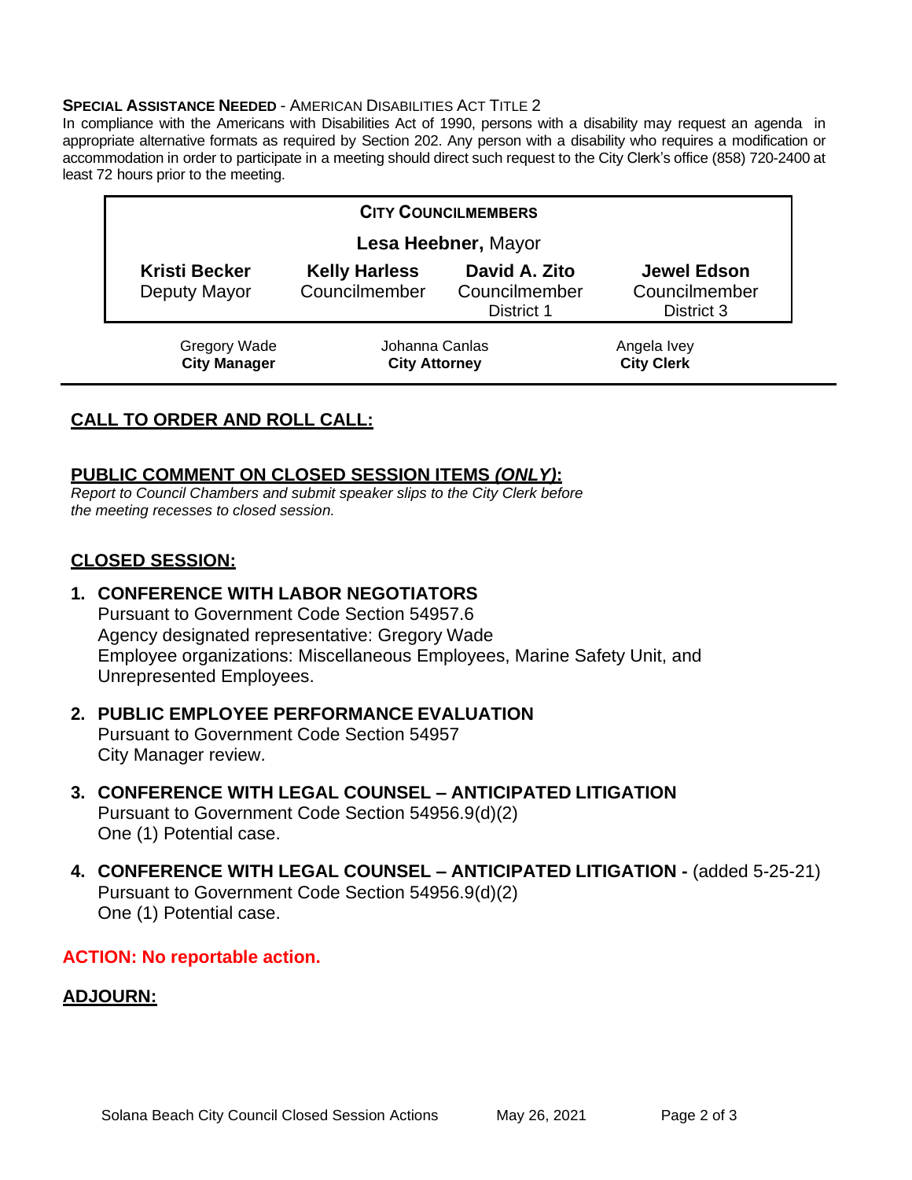**SPECIAL ASSISTANCE NEEDED** - AMERICAN DISABILITIES ACT TITLE 2

In compliance with the Americans with Disabilities Act of 1990, persons with a disability may request an agenda in appropriate alternative formats as required by Section 202. Any person with a disability who requires a modification or accommodation in order to participate in a meeting should direct such request to the City Clerk's office (858) 720-2400 at least 72 hours prior to the meeting.

| CITY COUNCILMEMBERS | | | |
|---|---|---|---|
| **Lesa Heebner,** Mayor | | | |
| **Kristi Becker** Deputy Mayor | **Kelly Harless** Councilmember | **David A. Zito** Councilmember District 1 | **Jewel Edson** Councilmember District 3 |

| Gregory Wade | Johanna Canlas | Angela Ivey |
|---|---|---|
| **City Manager** | **City Attorney** | **City Clerk** |

## CALL TO ORDER AND ROLL CALL:

## PUBLIC COMMENT ON CLOSED SESSION ITEMS *(ONLY)*:

*Report to Council Chambers and submit speaker slips to the City Clerk before the meeting recesses to closed session.*

## CLOSED SESSION:

1. **CONFERENCE WITH LABOR NEGOTIATORS**
   Pursuant to Government Code Section 54957.6
   Agency designated representative: Gregory Wade
   Employee organizations: Miscellaneous Employees, Marine Safety Unit, and Unrepresented Employees.

2. **PUBLIC EMPLOYEE PERFORMANCE EVALUATION**
   Pursuant to Government Code Section 54957
   City Manager review.

3. **CONFERENCE WITH LEGAL COUNSEL – ANTICIPATED LITIGATION**
   Pursuant to Government Code Section 54956.9(d)(2)
   One (1) Potential case.

4. **CONFERENCE WITH LEGAL COUNSEL – ANTICIPATED LITIGATION -** (added 5-25-21)
   Pursuant to Government Code Section 54956.9(d)(2)
   One (1) Potential case.

**ACTION: No reportable action.**

## ADJOURN: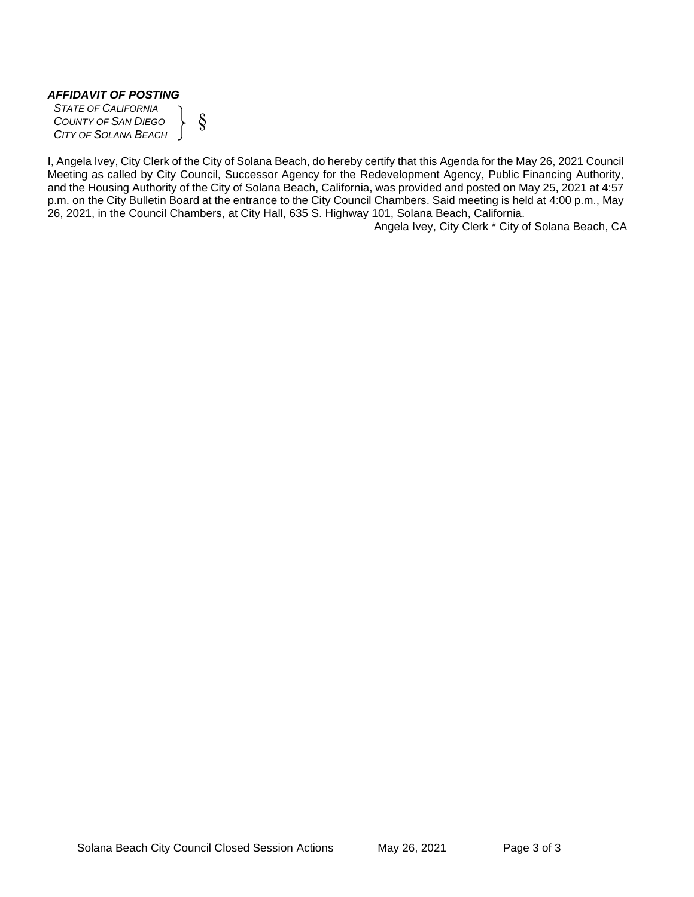***AFFIDAVIT OF POSTING***

*STATE OF CALIFORNIA*
*COUNTY OF SAN DIEGO* §
*CITY OF SOLANA BEACH*

I, Angela Ivey, City Clerk of the City of Solana Beach, do hereby certify that this Agenda for the May 26, 2021 Council Meeting as called by City Council, Successor Agency for the Redevelopment Agency, Public Financing Authority, and the Housing Authority of the City of Solana Beach, California, was provided and posted on May 25, 2021 at 4:57 p.m. on the City Bulletin Board at the entrance to the City Council Chambers. Said meeting is held at 4:00 p.m., May 26, 2021, in the Council Chambers, at City Hall, 635 S. Highway 101, Solana Beach, California.

Angela Ivey, City Clerk * City of Solana Beach, CA